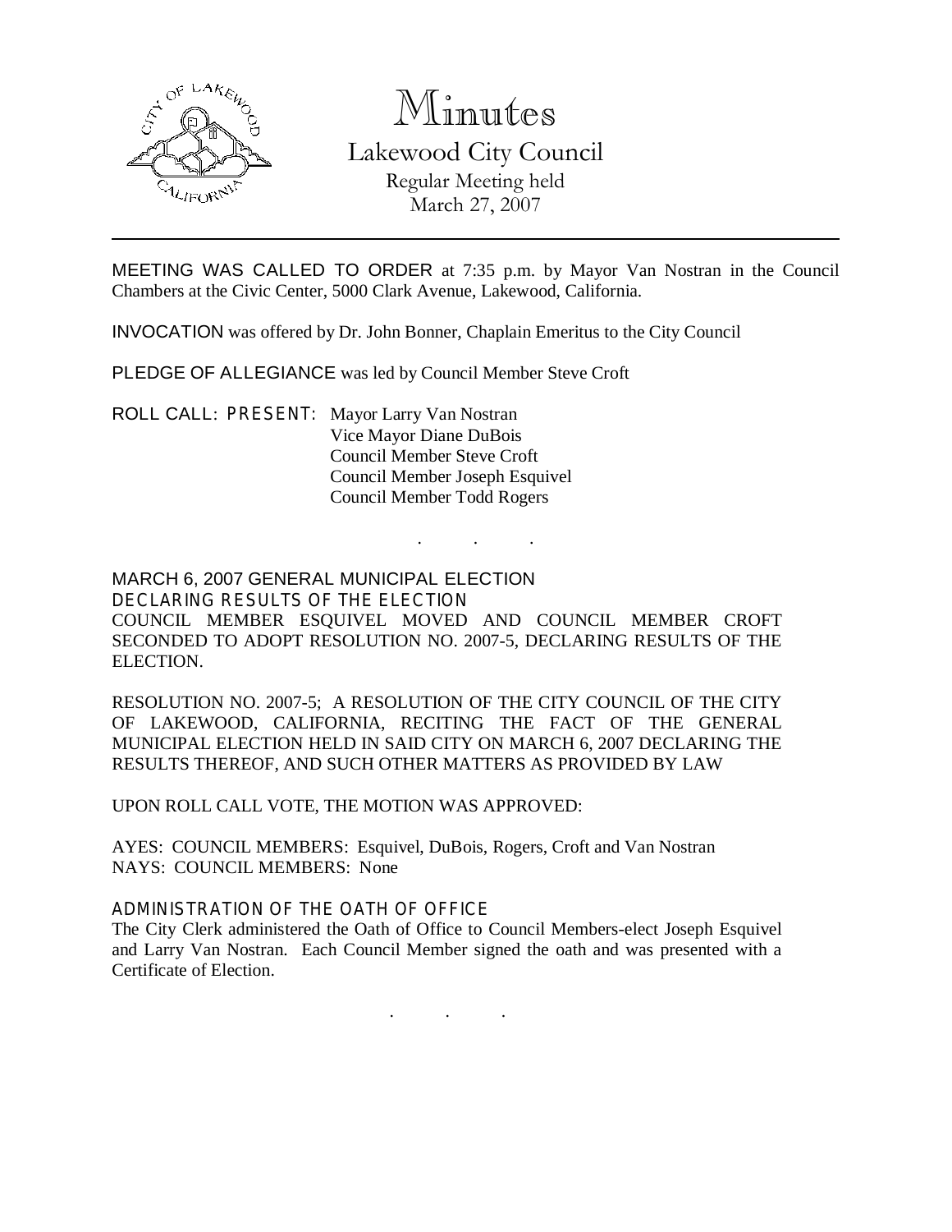# Minutes

## Lakewood City Council

Regular Meeting held
March 27, 2007

---

MEETING WAS CALLED TO ORDER at 7:35 p.m. by Mayor Van Nostran in the Council Chambers at the Civic Center, 5000 Clark Avenue, Lakewood, California.

INVOCATION was offered by Dr. John Bonner, Chaplain Emeritus to the City Council

PLEDGE OF ALLEGIANCE was led by Council Member Steve Croft

ROLL CALL: PRESENT: Mayor Larry Van Nostran
Vice Mayor Diane DuBois
Council Member Steve Croft
Council Member Joseph Esquivel
Council Member Todd Rogers

. . .

MARCH 6, 2007 GENERAL MUNICIPAL ELECTION
DECLARING RESULTS OF THE ELECTION

COUNCIL MEMBER ESQUIVEL MOVED AND COUNCIL MEMBER CROFT SECONDED TO ADOPT RESOLUTION NO. 2007-5, DECLARING RESULTS OF THE ELECTION.

RESOLUTION NO. 2007-5; A RESOLUTION OF THE CITY COUNCIL OF THE CITY OF LAKEWOOD, CALIFORNIA, RECITING THE FACT OF THE GENERAL MUNICIPAL ELECTION HELD IN SAID CITY ON MARCH 6, 2007 DECLARING THE RESULTS THEREOF, AND SUCH OTHER MATTERS AS PROVIDED BY LAW

UPON ROLL CALL VOTE, THE MOTION WAS APPROVED:

AYES: COUNCIL MEMBERS: Esquivel, DuBois, Rogers, Croft and Van Nostran
NAYS: COUNCIL MEMBERS: None

ADMINISTRATION OF THE OATH OF OFFICE

The City Clerk administered the Oath of Office to Council Members-elect Joseph Esquivel and Larry Van Nostran. Each Council Member signed the oath and was presented with a Certificate of Election.

. . .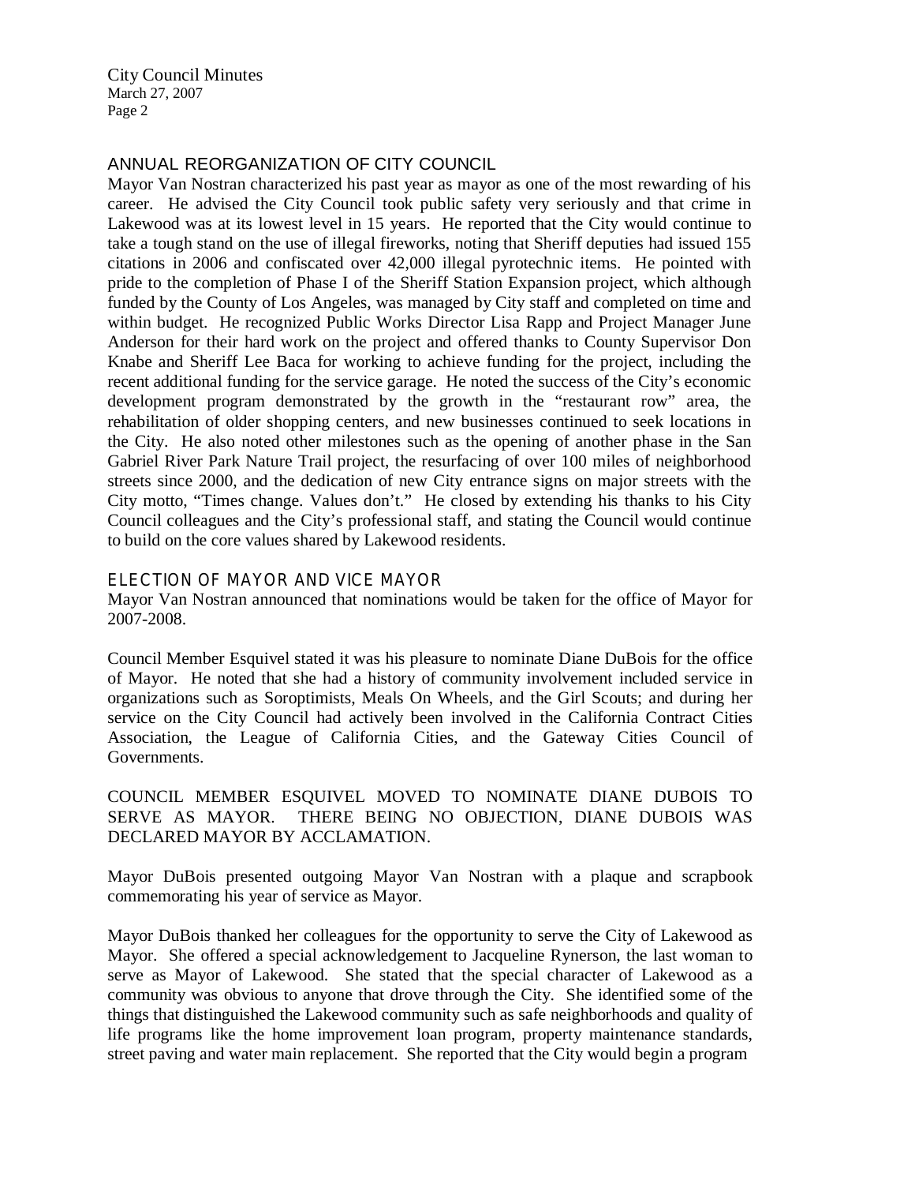## ANNUAL REORGANIZATION OF CITY COUNCIL

Mayor Van Nostran characterized his past year as mayor as one of the most rewarding of his career. He advised the City Council took public safety very seriously and that crime in Lakewood was at its lowest level in 15 years. He reported that the City would continue to take a tough stand on the use of illegal fireworks, noting that Sheriff deputies had issued 155 citations in 2006 and confiscated over 42,000 illegal pyrotechnic items. He pointed with pride to the completion of Phase I of the Sheriff Station Expansion project, which although funded by the County of Los Angeles, was managed by City staff and completed on time and within budget. He recognized Public Works Director Lisa Rapp and Project Manager June Anderson for their hard work on the project and offered thanks to County Supervisor Don Knabe and Sheriff Lee Baca for working to achieve funding for the project, including the recent additional funding for the service garage. He noted the success of the City's economic development program demonstrated by the growth in the "restaurant row" area, the rehabilitation of older shopping centers, and new businesses continued to seek locations in the City. He also noted other milestones such as the opening of another phase in the San Gabriel River Park Nature Trail project, the resurfacing of over 100 miles of neighborhood streets since 2000, and the dedication of new City entrance signs on major streets with the City motto, "Times change. Values don't." He closed by extending his thanks to his City Council colleagues and the City's professional staff, and stating the Council would continue to build on the core values shared by Lakewood residents.

## ELECTION OF MAYOR AND VICE MAYOR

Mayor Van Nostran announced that nominations would be taken for the office of Mayor for 2007-2008.

Council Member Esquivel stated it was his pleasure to nominate Diane DuBois for the office of Mayor. He noted that she had a history of community involvement included service in organizations such as Soroptimists, Meals On Wheels, and the Girl Scouts; and during her service on the City Council had actively been involved in the California Contract Cities Association, the League of California Cities, and the Gateway Cities Council of Governments.

COUNCIL MEMBER ESQUIVEL MOVED TO NOMINATE DIANE DUBOIS TO SERVE AS MAYOR. THERE BEING NO OBJECTION, DIANE DUBOIS WAS DECLARED MAYOR BY ACCLAMATION.

Mayor DuBois presented outgoing Mayor Van Nostran with a plaque and scrapbook commemorating his year of service as Mayor.

Mayor DuBois thanked her colleagues for the opportunity to serve the City of Lakewood as Mayor. She offered a special acknowledgement to Jacqueline Rynerson, the last woman to serve as Mayor of Lakewood. She stated that the special character of Lakewood as a community was obvious to anyone that drove through the City. She identified some of the things that distinguished the Lakewood community such as safe neighborhoods and quality of life programs like the home improvement loan program, property maintenance standards, street paving and water main replacement. She reported that the City would begin a program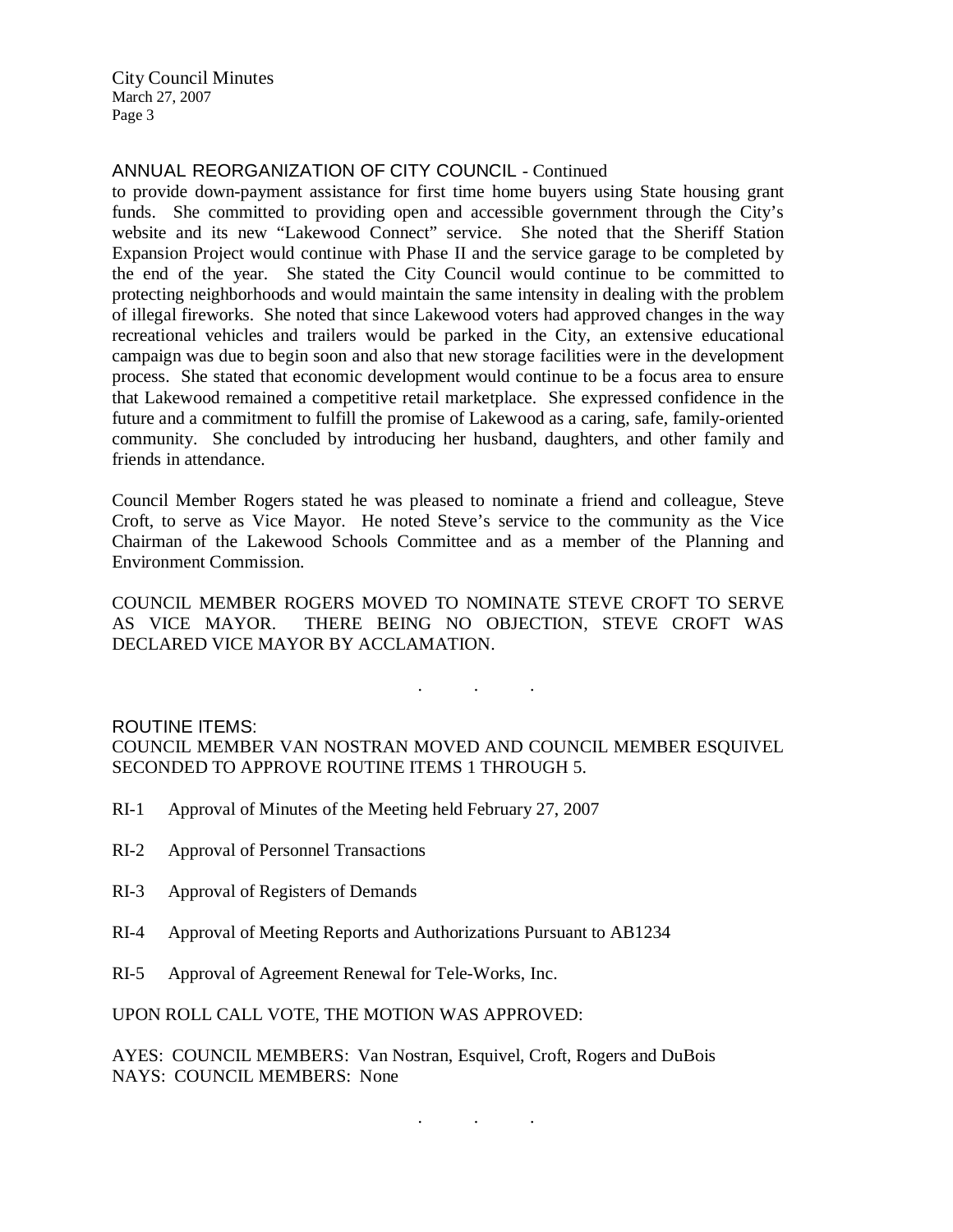## ANNUAL REORGANIZATION OF CITY COUNCIL - Continued

to provide down-payment assistance for first time home buyers using State housing grant funds. She committed to providing open and accessible government through the City's website and its new "Lakewood Connect" service. She noted that the Sheriff Station Expansion Project would continue with Phase II and the service garage to be completed by the end of the year. She stated the City Council would continue to be committed to protecting neighborhoods and would maintain the same intensity in dealing with the problem of illegal fireworks. She noted that since Lakewood voters had approved changes in the way recreational vehicles and trailers would be parked in the City, an extensive educational campaign was due to begin soon and also that new storage facilities were in the development process. She stated that economic development would continue to be a focus area to ensure that Lakewood remained a competitive retail marketplace. She expressed confidence in the future and a commitment to fulfill the promise of Lakewood as a caring, safe, family-oriented community. She concluded by introducing her husband, daughters, and other family and friends in attendance.

Council Member Rogers stated he was pleased to nominate a friend and colleague, Steve Croft, to serve as Vice Mayor. He noted Steve's service to the community as the Vice Chairman of the Lakewood Schools Committee and as a member of the Planning and Environment Commission.

COUNCIL MEMBER ROGERS MOVED TO NOMINATE STEVE CROFT TO SERVE AS VICE MAYOR. THERE BEING NO OBJECTION, STEVE CROFT WAS DECLARED VICE MAYOR BY ACCLAMATION.

. . .

## ROUTINE ITEMS:

COUNCIL MEMBER VAN NOSTRAN MOVED AND COUNCIL MEMBER ESQUIVEL SECONDED TO APPROVE ROUTINE ITEMS 1 THROUGH 5.

RI-1 Approval of Minutes of the Meeting held February 27, 2007

RI-2 Approval of Personnel Transactions

RI-3 Approval of Registers of Demands

RI-4 Approval of Meeting Reports and Authorizations Pursuant to AB1234

RI-5 Approval of Agreement Renewal for Tele-Works, Inc.

UPON ROLL CALL VOTE, THE MOTION WAS APPROVED:

AYES: COUNCIL MEMBERS: Van Nostran, Esquivel, Croft, Rogers and DuBois
NAYS: COUNCIL MEMBERS: None

. . .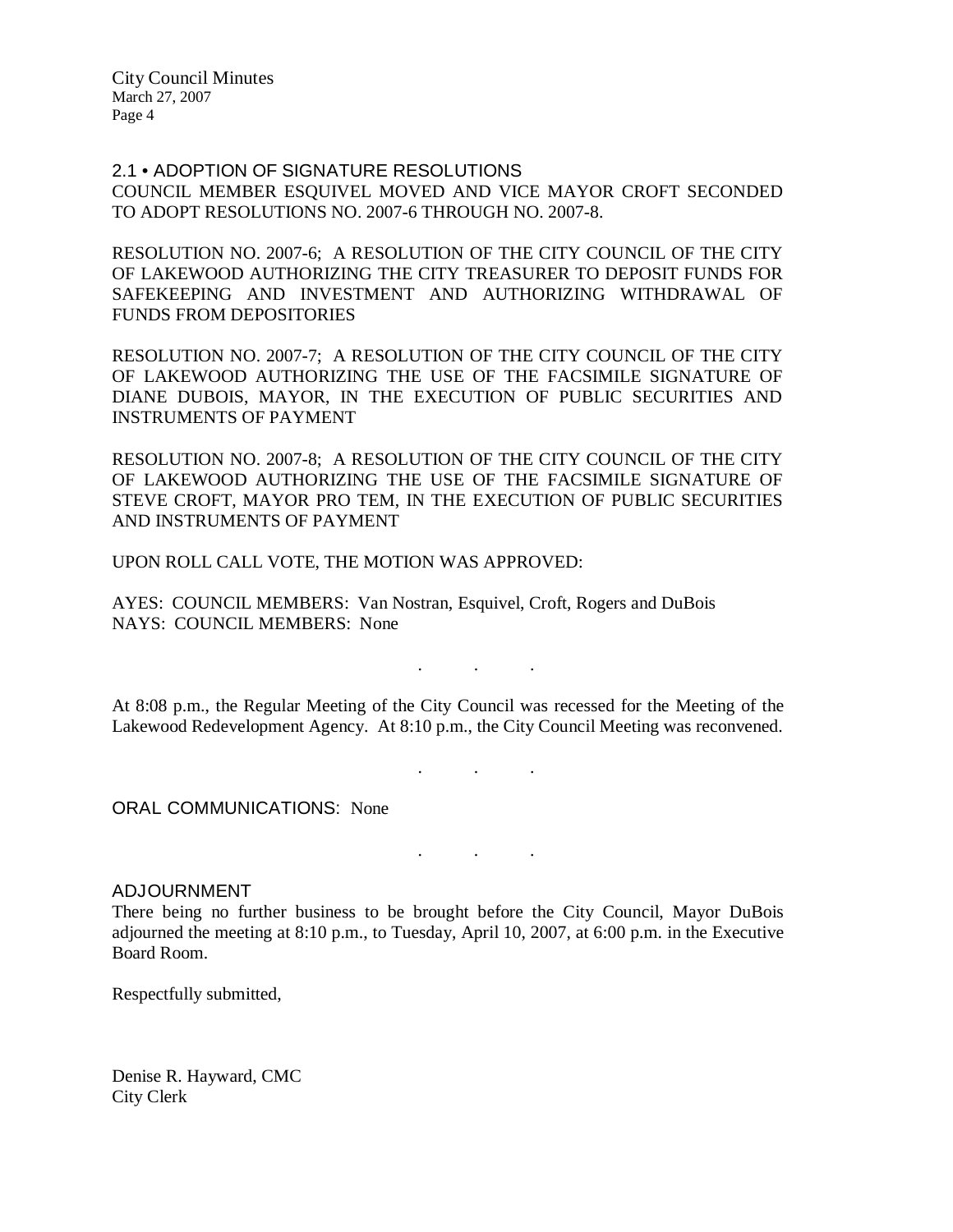## 2.1 • ADOPTION OF SIGNATURE RESOLUTIONS

COUNCIL MEMBER ESQUIVEL MOVED AND VICE MAYOR CROFT SECONDED TO ADOPT RESOLUTIONS NO. 2007-6 THROUGH NO. 2007-8.

RESOLUTION NO. 2007-6; A RESOLUTION OF THE CITY COUNCIL OF THE CITY OF LAKEWOOD AUTHORIZING THE CITY TREASURER TO DEPOSIT FUNDS FOR SAFEKEEPING AND INVESTMENT AND AUTHORIZING WITHDRAWAL OF FUNDS FROM DEPOSITORIES

RESOLUTION NO. 2007-7; A RESOLUTION OF THE CITY COUNCIL OF THE CITY OF LAKEWOOD AUTHORIZING THE USE OF THE FACSIMILE SIGNATURE OF DIANE DUBOIS, MAYOR, IN THE EXECUTION OF PUBLIC SECURITIES AND INSTRUMENTS OF PAYMENT

RESOLUTION NO. 2007-8; A RESOLUTION OF THE CITY COUNCIL OF THE CITY OF LAKEWOOD AUTHORIZING THE USE OF THE FACSIMILE SIGNATURE OF STEVE CROFT, MAYOR PRO TEM, IN THE EXECUTION OF PUBLIC SECURITIES AND INSTRUMENTS OF PAYMENT

UPON ROLL CALL VOTE, THE MOTION WAS APPROVED:

AYES: COUNCIL MEMBERS: Van Nostran, Esquivel, Croft, Rogers and DuBois
NAYS: COUNCIL MEMBERS: None

. . .

At 8:08 p.m., the Regular Meeting of the City Council was recessed for the Meeting of the Lakewood Redevelopment Agency. At 8:10 p.m., the City Council Meeting was reconvened.

. . .

## ORAL COMMUNICATIONS: None

. . .

## ADJOURNMENT

There being no further business to be brought before the City Council, Mayor DuBois adjourned the meeting at 8:10 p.m., to Tuesday, April 10, 2007, at 6:00 p.m. in the Executive Board Room.

Respectfully submitted,

Denise R. Hayward, CMC
City Clerk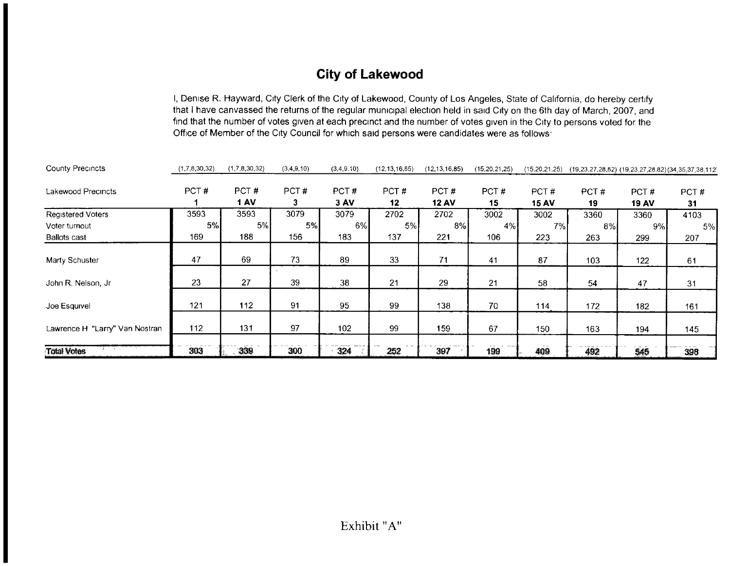# City of Lakewood

I, Denise R. Hayward, City Clerk of the City of Lakewood, County of Los Angeles, State of California, do hereby certify that I have canvassed the returns of the regular municipal election held in said City on the 6th day of March, 2007, and find that the number of votes given at each precinct and the number of votes given in the City to persons voted for the Office of Member of the City Council for which said persons were candidates were as follows:

| County Precincts | (1,7,8,30,32) | (1,7,8,30,32) | (3,4,9,10) | (3,4,9,10) | (12,13,16,85) | (12,13,16,85) | (15,20,21,25) | (15,20,21,25) | (19,23,27,28,82) | (19,23,27,28,82) | (34,35,37,38,112' |
|---|---|---|---|---|---|---|---|---|---|---|---|
| Lakewood Precincts | PCT # **1** | PCT # **1 AV** | PCT # **3** | PCT # **3 AV** | PCT # **12** | PCT # **12 AV** | PCT # **15** | PCT # **15 AV** | PCT # **19** | PCT # **19 AV** | PCT # **31** |
| Registered Voters | 3593 | 3593 | 3079 | 3079 | 2702 | 2702 | 3002 | 3002 | 3360 | 3360 | 4103 |
| Voter turnout | 5% | 5% | 5% | 6% | 5% | 8% | 4% | 7% | 8% | 9% | 5% |
| Ballots cast | 169 | 188 | 156 | 183 | 137 | 221 | 106 | 223 | 263 | 299 | 207 |
| Marty Schuster | 47 | 69 | 73 | 89 | 33 | 71 | 41 | 87 | 103 | 122 | 61 |
| John R. Nelson, Jr | 23 | 27 | 39 | 38 | 21 | 29 | 21 | 58 | 54 | 47 | 31 |
| Joe Esquivel | 121 | 112 | 91 | 95 | 99 | 138 | 70 | 114 | 172 | 182 | 161 |
| Lawrence H "Larry" Van Nostran | 112 | 131 | 97 | 102 | 99 | 159 | 67 | 150 | 163 | 194 | 145 |
| **Total Votes** | **303** | **339** | **300** | **324** | **252** | **397** | **199** | **409** | **492** | **545** | **398** |

Exhibit "A"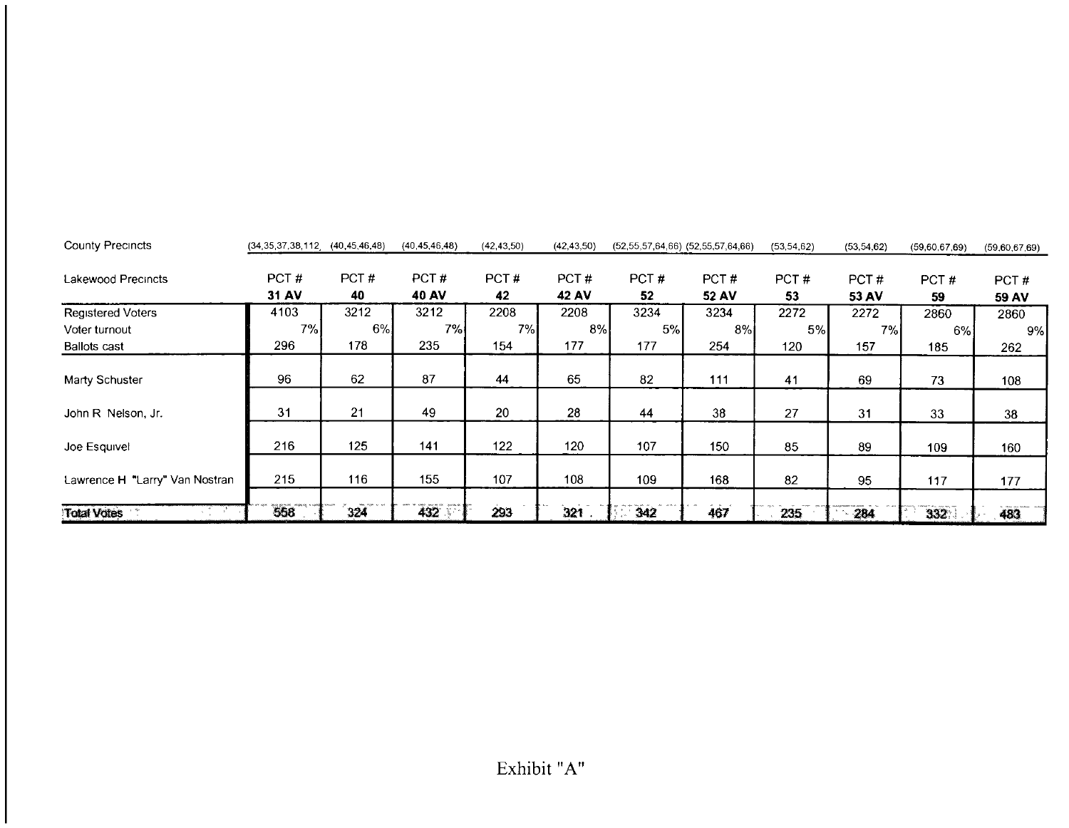| County Precincts | (34,35,37,38,112, | (40,45,46,48) | (40,45,46,48) | (42,43,50) | (42,43,50) | (52,55,57,64,66) | (52,55,57,64,66) | (53,54,62) | (53,54,62) | (59,60,67,69) | (59,60,67,69) |
|---|---|---|---|---|---|---|---|---|---|---|---|
| Lakewood Precincts | PCT # **31 AV** | PCT # **40** | PCT # **40 AV** | PCT # **42** | PCT # **42 AV** | PCT # **52** | PCT # **52 AV** | PCT # **53** | PCT # **53 AV** | PCT # **59** | PCT # **59 AV** |
| Registered Voters | 4103 | 3212 | 3212 | 2208 | 2208 | 3234 | 3234 | 2272 | 2272 | 2860 | 2860 |
| Voter turnout | 7% | 6% | 7% | 7% | 8% | 5% | 8% | 5% | 7% | 6% | 9% |
| Ballots cast | 296 | 178 | 235 | 154 | 177 | 177 | 254 | 120 | 157 | 185 | 262 |
| Marty Schuster | 96 | 62 | 87 | 44 | 65 | 82 | 111 | 41 | 69 | 73 | 108 |
| John R Nelson, Jr. | 31 | 21 | 49 | 20 | 28 | 44 | 38 | 27 | 31 | 33 | 38 |
| Joe Esquivel | 216 | 125 | 141 | 122 | 120 | 107 | 150 | 85 | 89 | 109 | 160 |
| Lawrence H "Larry" Van Nostran | 215 | 116 | 155 | 107 | 108 | 109 | 168 | 82 | 95 | 117 | 177 |
| Total Votes | 558 | 324 | 432 | 293 | 321 | 342 | 467 | 235 | 284 | 332 | 483 |

Exhibit "A"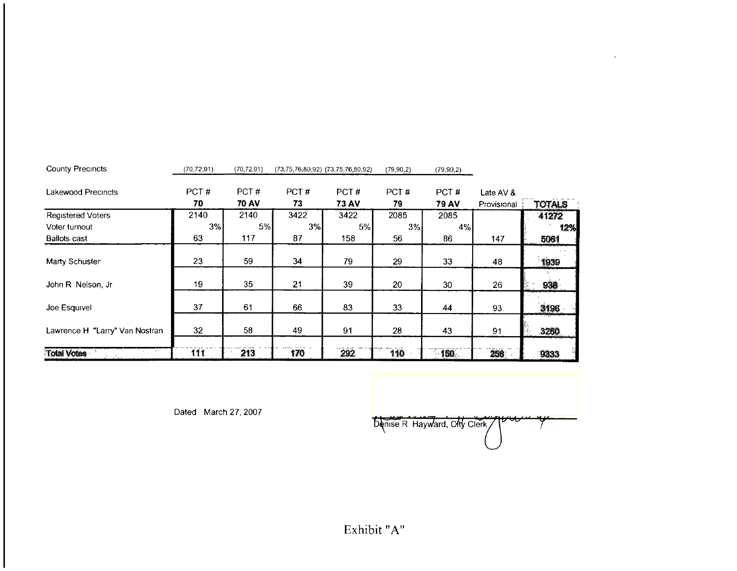| | | | | | | | | |
|---|---|---|---|---|---|---|---|---|
| County Precincts | (70,72,91) | (70,72,91) | (73,75,76,80,92) | (73,75,76,80,92) | (79,90,2) | (79,90,2) | | |
| Lakewood Precincts | PCT # 70 | PCT # 70 AV | PCT # 73 | PCT # 73 AV | PCT # 79 | PCT # 79 AV | Late AV & Provisional | TOTALS |
| Registered Voters | 2140 | 2140 | 3422 | 3422 | 2085 | 2085 | | 41272 |
| Voter turnout | 3% | 5% | 3% | 5% | 3% | 4% | | 12% |
| Ballots cast | 63 | 117 | 87 | 158 | 56 | 86 | 147 | 5061 |
| Marty Schuster | 23 | 59 | 34 | 79 | 29 | 33 | 48 | 1939 |
| John R Nelson, Jr | 19 | 35 | 21 | 39 | 20 | 30 | 26 | 938 |
| Joe Esquivel | 37 | 61 | 66 | 83 | 33 | 44 | 93 | 3196 |
| Lawrence H "Larry" Van Nostran | 32 | 58 | 49 | 91 | 28 | 43 | 91 | 3260 |
| Total Votes | 111 | 213 | 170 | 292 | 110 | 150 | 258 | 9333 |

Dated March 27, 2007

Denise R Hayward, City Clerk

Exhibit "A"